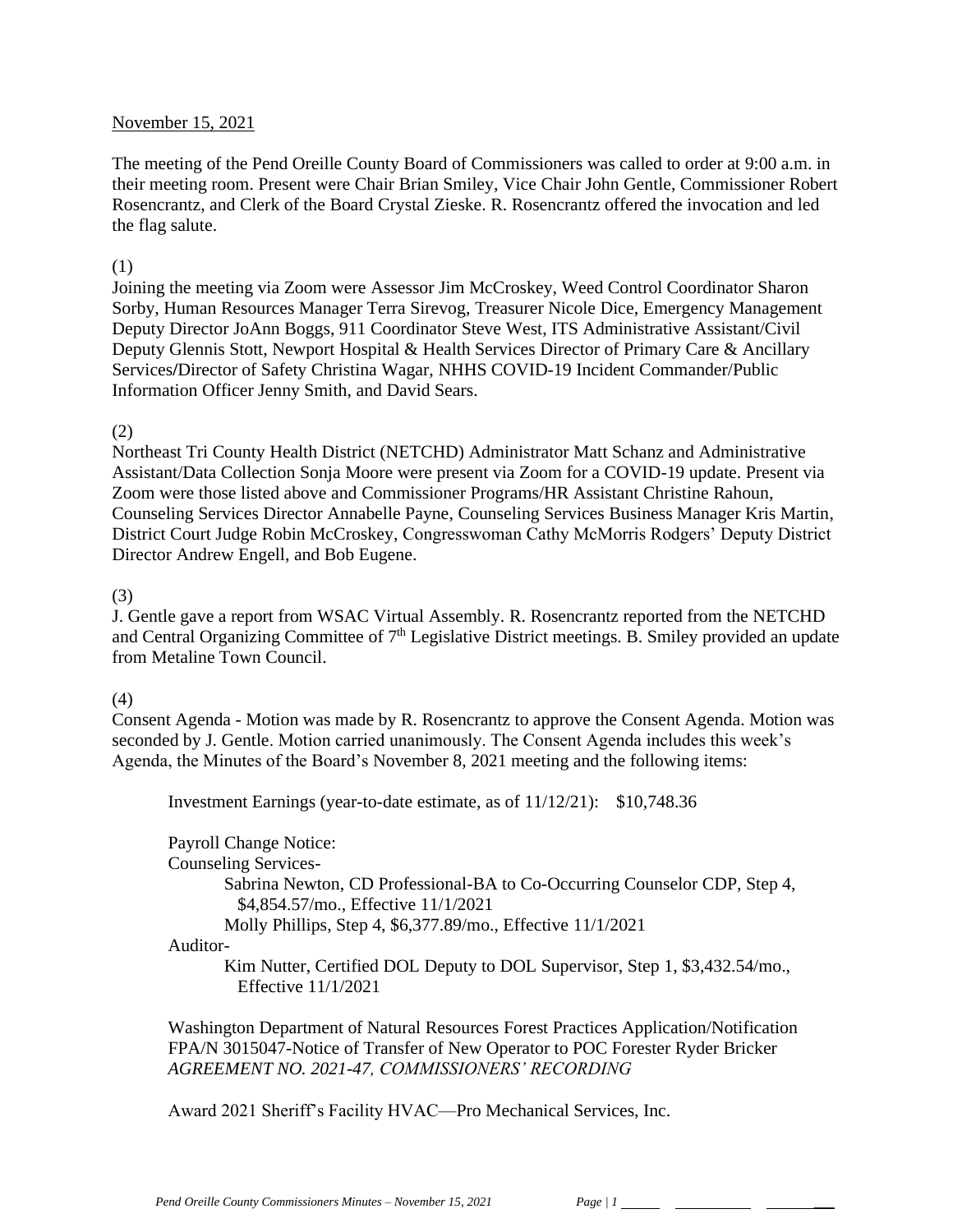November 15, 2021

The meeting of the Pend Oreille County Board of Commissioners was called to order at 9:00 a.m. in their meeting room. Present were Chair Brian Smiley, Vice Chair John Gentle, Commissioner Robert Rosencrantz, and Clerk of the Board Crystal Zieske. R. Rosencrantz offered the invocation and led the flag salute.

(1)

Joining the meeting via Zoom were Assessor Jim McCroskey, Weed Control Coordinator Sharon Sorby, Human Resources Manager Terra Sirevog, Treasurer Nicole Dice, Emergency Management Deputy Director JoAnn Boggs, 911 Coordinator Steve West, ITS Administrative Assistant/Civil Deputy Glennis Stott, Newport Hospital & Health Services Director of Primary Care & Ancillary Services/Director of Safety Christina Wagar, NHHS COVID-19 Incident Commander/Public Information Officer Jenny Smith, and David Sears.

(2)

Northeast Tri County Health District (NETCHD) Administrator Matt Schanz and Administrative Assistant/Data Collection Sonja Moore were present via Zoom for a COVID-19 update. Present via Zoom were those listed above and Commissioner Programs/HR Assistant Christine Rahoun, Counseling Services Director Annabelle Payne, Counseling Services Business Manager Kris Martin, District Court Judge Robin McCroskey, Congresswoman Cathy McMorris Rodgers' Deputy District Director Andrew Engell, and Bob Eugene.

(3)

J. Gentle gave a report from WSAC Virtual Assembly. R. Rosencrantz reported from the NETCHD and Central Organizing Committee of 7th Legislative District meetings. B. Smiley provided an update from Metaline Town Council.

(4)

Consent Agenda - Motion was made by R. Rosencrantz to approve the Consent Agenda. Motion was seconded by J. Gentle. Motion carried unanimously. The Consent Agenda includes this week's Agenda, the Minutes of the Board's November 8, 2021 meeting and the following items:

Investment Earnings (year-to-date estimate, as of 11/12/21): $10,748.36

Payroll Change Notice:

Counseling Services-

Sabrina Newton, CD Professional-BA to Co-Occurring Counselor CDP, Step 4, $4,854.57/mo., Effective 11/1/2021

Molly Phillips, Step 4, $6,377.89/mo., Effective 11/1/2021

Auditor-

Kim Nutter, Certified DOL Deputy to DOL Supervisor, Step 1, $3,432.54/mo., Effective 11/1/2021

Washington Department of Natural Resources Forest Practices Application/Notification FPA/N 3015047-Notice of Transfer of New Operator to POC Forester Ryder Bricker
*AGREEMENT NO. 2021-47, COMMISSIONERS' RECORDING*

Award 2021 Sheriff's Facility HVAC—Pro Mechanical Services, Inc.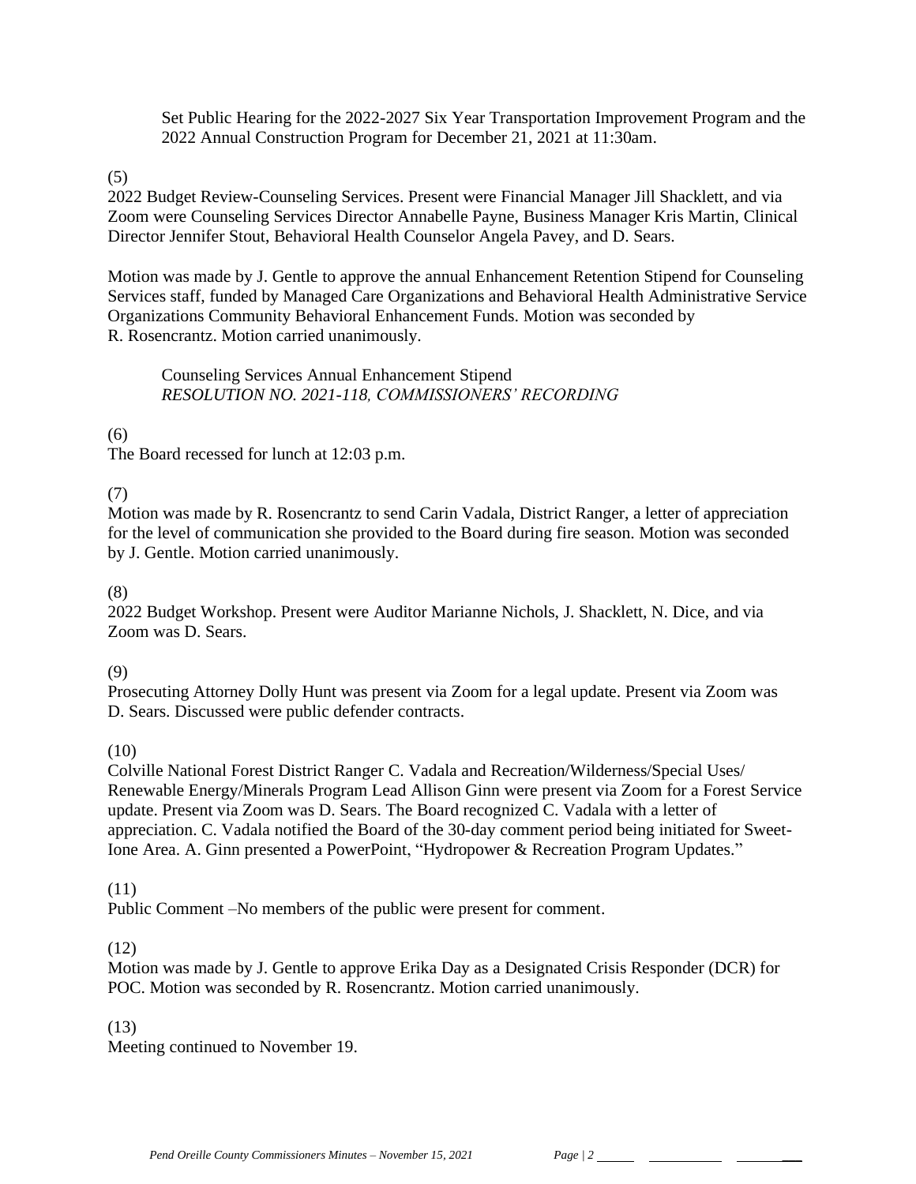Set Public Hearing for the 2022-2027 Six Year Transportation Improvement Program and the 2022 Annual Construction Program for December 21, 2021 at 11:30am.

(5)
2022 Budget Review-Counseling Services. Present were Financial Manager Jill Shacklett, and via Zoom were Counseling Services Director Annabelle Payne, Business Manager Kris Martin, Clinical Director Jennifer Stout, Behavioral Health Counselor Angela Pavey, and D. Sears.

Motion was made by J. Gentle to approve the annual Enhancement Retention Stipend for Counseling Services staff, funded by Managed Care Organizations and Behavioral Health Administrative Service Organizations Community Behavioral Enhancement Funds. Motion was seconded by R. Rosencrantz. Motion carried unanimously.

Counseling Services Annual Enhancement Stipend
*RESOLUTION NO. 2021-118, COMMISSIONERS' RECORDING*

(6)
The Board recessed for lunch at 12:03 p.m.

(7)
Motion was made by R. Rosencrantz to send Carin Vadala, District Ranger, a letter of appreciation for the level of communication she provided to the Board during fire season. Motion was seconded by J. Gentle. Motion carried unanimously.

(8)
2022 Budget Workshop. Present were Auditor Marianne Nichols, J. Shacklett, N. Dice, and via Zoom was D. Sears.

(9)
Prosecuting Attorney Dolly Hunt was present via Zoom for a legal update. Present via Zoom was D. Sears. Discussed were public defender contracts.

(10)
Colville National Forest District Ranger C. Vadala and Recreation/Wilderness/Special Uses/ Renewable Energy/Minerals Program Lead Allison Ginn were present via Zoom for a Forest Service update. Present via Zoom was D. Sears. The Board recognized C. Vadala with a letter of appreciation. C. Vadala notified the Board of the 30-day comment period being initiated for Sweet-Ione Area. A. Ginn presented a PowerPoint, "Hydropower & Recreation Program Updates."

(11)
Public Comment –No members of the public were present for comment.

(12)
Motion was made by J. Gentle to approve Erika Day as a Designated Crisis Responder (DCR) for POC. Motion was seconded by R. Rosencrantz. Motion carried unanimously.

(13)
Meeting continued to November 19.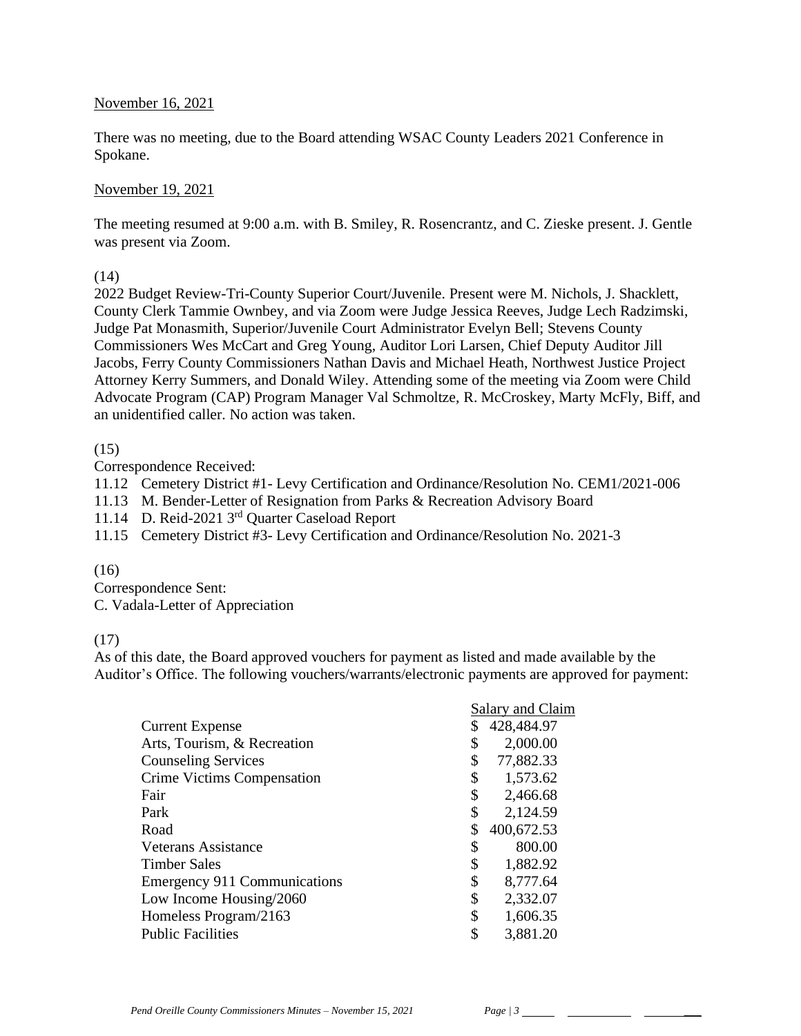November 16, 2021

There was no meeting, due to the Board attending WSAC County Leaders 2021 Conference in Spokane.

November 19, 2021

The meeting resumed at 9:00 a.m. with B. Smiley, R. Rosencrantz, and C. Zieske present. J. Gentle was present via Zoom.

(14)

2022 Budget Review-Tri-County Superior Court/Juvenile. Present were M. Nichols, J. Shacklett, County Clerk Tammie Ownbey, and via Zoom were Judge Jessica Reeves, Judge Lech Radzimski, Judge Pat Monasmith, Superior/Juvenile Court Administrator Evelyn Bell; Stevens County Commissioners Wes McCart and Greg Young, Auditor Lori Larsen, Chief Deputy Auditor Jill Jacobs, Ferry County Commissioners Nathan Davis and Michael Heath, Northwest Justice Project Attorney Kerry Summers, and Donald Wiley. Attending some of the meeting via Zoom were Child Advocate Program (CAP) Program Manager Val Schmoltze, R. McCroskey, Marty McFly, Biff, and an unidentified caller. No action was taken.

(15)

Correspondence Received:

11.12 Cemetery District #1- Levy Certification and Ordinance/Resolution No. CEM1/2021-006
11.13 M. Bender-Letter of Resignation from Parks & Recreation Advisory Board
11.14 D. Reid-2021 3rd Quarter Caseload Report
11.15 Cemetery District #3- Levy Certification and Ordinance/Resolution No. 2021-3

(16)

Correspondence Sent:
C. Vadala-Letter of Appreciation

(17)

As of this date, the Board approved vouchers for payment as listed and made available by the Auditor's Office. The following vouchers/warrants/electronic payments are approved for payment:

| | Salary and Claim |
|---|---|
| Current Expense | $ 428,484.97 |
| Arts, Tourism, & Recreation | $ 2,000.00 |
| Counseling Services | $ 77,882.33 |
| Crime Victims Compensation | $ 1,573.62 |
| Fair | $ 2,466.68 |
| Park | $ 2,124.59 |
| Road | $ 400,672.53 |
| Veterans Assistance | $ 800.00 |
| Timber Sales | $ 1,882.92 |
| Emergency 911 Communications | $ 8,777.64 |
| Low Income Housing/2060 | $ 2,332.07 |
| Homeless Program/2163 | $ 1,606.35 |
| Public Facilities | $ 3,881.20 |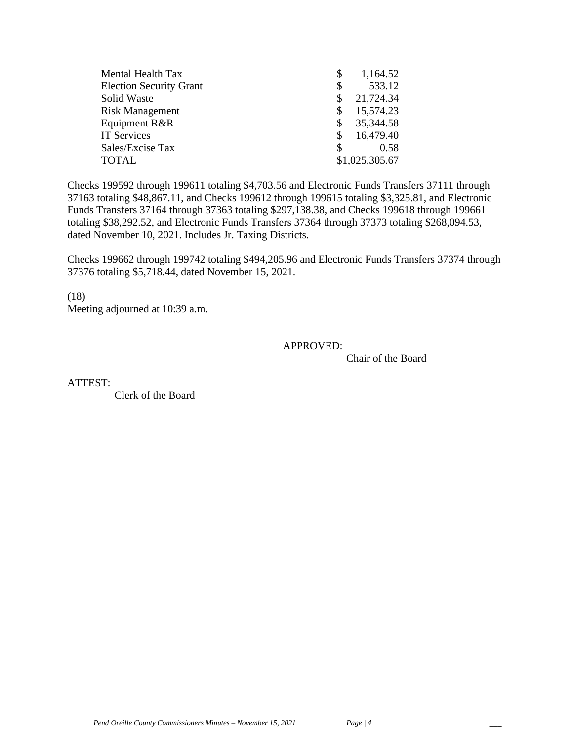| | |
|---|---|
| Mental Health Tax | $ 1,164.52 |
| Election Security Grant | $ 533.12 |
| Solid Waste | $ 21,724.34 |
| Risk Management | $ 15,574.23 |
| Equipment R&R | $ 35,344.58 |
| IT Services | $ 16,479.40 |
| Sales/Excise Tax | $ 0.58 |
| TOTAL | $1,025,305.67 |

Checks 199592 through 199611 totaling $4,703.56 and Electronic Funds Transfers 37111 through 37163 totaling $48,867.11, and Checks 199612 through 199615 totaling $3,325.81, and Electronic Funds Transfers 37164 through 37363 totaling $297,138.38, and Checks 199618 through 199661 totaling $38,292.52, and Electronic Funds Transfers 37364 through 37373 totaling $268,094.53, dated November 10, 2021. Includes Jr. Taxing Districts.

Checks 199662 through 199742 totaling $494,205.96 and Electronic Funds Transfers 37374 through 37376 totaling $5,718.44, dated November 15, 2021.

(18)
Meeting adjourned at 10:39 a.m.

APPROVED: ______________________________
Chair of the Board

ATTEST: ______________________________
Clerk of the Board